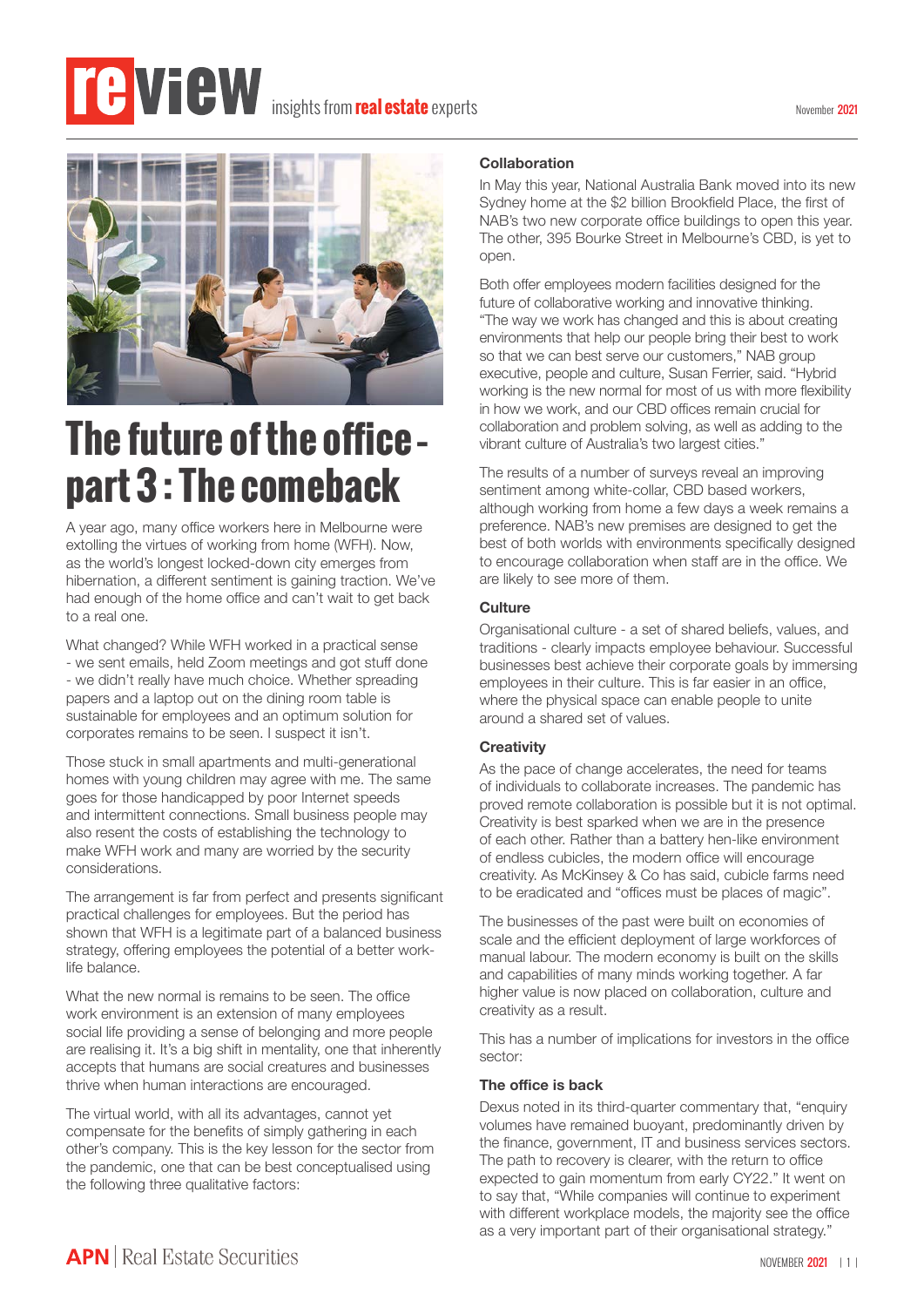# The future of the office - part 3 : The comeback

A year ago, many office workers here in Melbourne were extolling the virtues of working from home (WFH). Now, as the world's longest locked-down city emerges from hibernation, a different sentiment is gaining traction. We've had enough of the home office and can't wait to get back to a real one.

What changed? While WFH worked in a practical sense - we sent emails, held Zoom meetings and got stuff done - we didn't really have much choice. Whether spreading papers and a laptop out on the dining room table is sustainable for employees and an optimum solution for corporates remains to be seen. I suspect it isn't.

Those stuck in small apartments and multi-generational homes with young children may agree with me. The same goes for those handicapped by poor Internet speeds and intermittent connections. Small business people may also resent the costs of establishing the technology to make WFH work and many are worried by the security considerations.

The arrangement is far from perfect and presents significant practical challenges for employees. But the period has shown that WFH is a legitimate part of a balanced business strategy, offering employees the potential of a better work-life balance.

What the new normal is remains to be seen. The office work environment is an extension of many employees social life providing a sense of belonging and more people are realising it. It's a big shift in mentality, one that inherently accepts that humans are social creatures and businesses thrive when human interactions are encouraged.

The virtual world, with all its advantages, cannot yet compensate for the benefits of simply gathering in each other's company. This is the key lesson for the sector from the pandemic, one that can be best conceptualised using the following three qualitative factors:

### Collaboration

In May this year, National Australia Bank moved into its new Sydney home at the $2 billion Brookfield Place, the first of NAB's two new corporate office buildings to open this year. The other, 395 Bourke Street in Melbourne's CBD, is yet to open.

Both offer employees modern facilities designed for the future of collaborative working and innovative thinking. "The way we work has changed and this is about creating environments that help our people bring their best to work so that we can best serve our customers," NAB group executive, people and culture, Susan Ferrier, said. "Hybrid working is the new normal for most of us with more flexibility in how we work, and our CBD offices remain crucial for collaboration and problem solving, as well as adding to the vibrant culture of Australia's two largest cities."

The results of a number of surveys reveal an improving sentiment among white-collar, CBD based workers, although working from home a few days a week remains a preference. NAB's new premises are designed to get the best of both worlds with environments specifically designed to encourage collaboration when staff are in the office. We are likely to see more of them.

### Culture

Organisational culture - a set of shared beliefs, values, and traditions - clearly impacts employee behaviour. Successful businesses best achieve their corporate goals by immersing employees in their culture. This is far easier in an office, where the physical space can enable people to unite around a shared set of values.

### Creativity

As the pace of change accelerates, the need for teams of individuals to collaborate increases. The pandemic has proved remote collaboration is possible but it is not optimal. Creativity is best sparked when we are in the presence of each other. Rather than a battery hen-like environment of endless cubicles, the modern office will encourage creativity. As McKinsey & Co has said, cubicle farms need to be eradicated and "offices must be places of magic".

The businesses of the past were built on economies of scale and the efficient deployment of large workforces of manual labour. The modern economy is built on the skills and capabilities of many minds working together. A far higher value is now placed on collaboration, culture and creativity as a result.

This has a number of implications for investors in the office sector:

### The office is back

Dexus noted in its third-quarter commentary that, "enquiry volumes have remained buoyant, predominantly driven by the finance, government, IT and business services sectors. The path to recovery is clearer, with the return to office expected to gain momentum from early CY22." It went on to say that, "While companies will continue to experiment with different workplace models, the majority see the office as a very important part of their organisational strategy."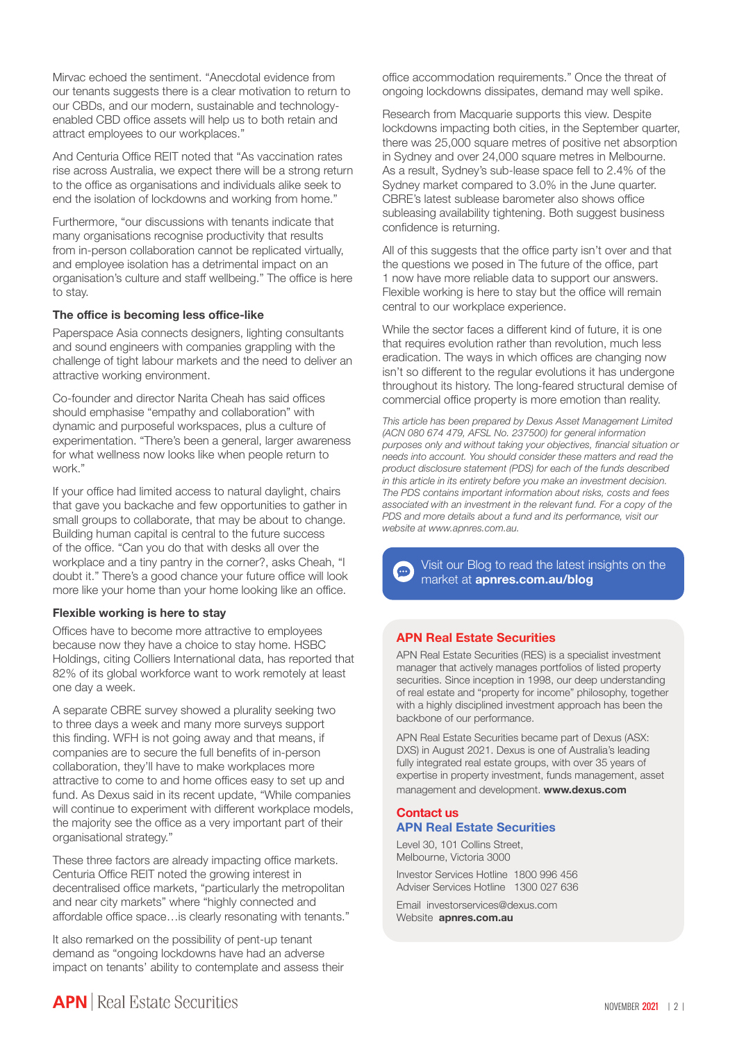Mirvac echoed the sentiment. "Anecdotal evidence from our tenants suggests there is a clear motivation to return to our CBDs, and our modern, sustainable and technology-enabled CBD office assets will help us to both retain and attract employees to our workplaces."

And Centuria Office REIT noted that "As vaccination rates rise across Australia, we expect there will be a strong return to the office as organisations and individuals alike seek to end the isolation of lockdowns and working from home."

Furthermore, "our discussions with tenants indicate that many organisations recognise productivity that results from in-person collaboration cannot be replicated virtually, and employee isolation has a detrimental impact on an organisation's culture and staff wellbeing." The office is here to stay.

**The office is becoming less office-like**

Paperspace Asia connects designers, lighting consultants and sound engineers with companies grappling with the challenge of tight labour markets and the need to deliver an attractive working environment.

Co-founder and director Narita Cheah has said offices should emphasise "empathy and collaboration" with dynamic and purposeful workspaces, plus a culture of experimentation. "There's been a general, larger awareness for what wellness now looks like when people return to work."

If your office had limited access to natural daylight, chairs that gave you backache and few opportunities to gather in small groups to collaborate, that may be about to change. Building human capital is central to the future success of the office. "Can you do that with desks all over the workplace and a tiny pantry in the corner?, asks Cheah, "I doubt it." There's a good chance your future office will look more like your home than your home looking like an office.

**Flexible working is here to stay**

Offices have to become more attractive to employees because now they have a choice to stay home. HSBC Holdings, citing Colliers International data, has reported that 82% of its global workforce want to work remotely at least one day a week.

A separate CBRE survey showed a plurality seeking two to three days a week and many more surveys support this finding. WFH is not going away and that means, if companies are to secure the full benefits of in-person collaboration, they'll have to make workplaces more attractive to come to and home offices easy to set up and fund. As Dexus said in its recent update, "While companies will continue to experiment with different workplace models, the majority see the office as a very important part of their organisational strategy."

These three factors are already impacting office markets. Centuria Office REIT noted the growing interest in decentralised office markets, "particularly the metropolitan and near city markets" where "highly connected and affordable office space…is clearly resonating with tenants."

It also remarked on the possibility of pent-up tenant demand as "ongoing lockdowns have had an adverse impact on tenants' ability to contemplate and assess their office accommodation requirements." Once the threat of ongoing lockdowns dissipates, demand may well spike.

Research from Macquarie supports this view. Despite lockdowns impacting both cities, in the September quarter, there was 25,000 square metres of positive net absorption in Sydney and over 24,000 square metres in Melbourne. As a result, Sydney's sub-lease space fell to 2.4% of the Sydney market compared to 3.0% in the June quarter. CBRE's latest sublease barometer also shows office subleasing availability tightening. Both suggest business confidence is returning.

All of this suggests that the office party isn't over and that the questions we posed in The future of the office, part 1 now have more reliable data to support our answers. Flexible working is here to stay but the office will remain central to our workplace experience.

While the sector faces a different kind of future, it is one that requires evolution rather than revolution, much less eradication. The ways in which offices are changing now isn't so different to the regular evolutions it has undergone throughout its history. The long-feared structural demise of commercial office property is more emotion than reality.

*This article has been prepared by Dexus Asset Management Limited (ACN 080 674 479, AFSL No. 237500) for general information purposes only and without taking your objectives, financial situation or needs into account. You should consider these matters and read the product disclosure statement (PDS) for each of the funds described in this article in its entirety before you make an investment decision. The PDS contains important information about risks, costs and fees associated with an investment in the relevant fund. For a copy of the PDS and more details about a fund and its performance, visit our website at www.apnres.com.au.*

Visit our Blog to read the latest insights on the market at **apnres.com.au/blog**

## APN Real Estate Securities

APN Real Estate Securities (RES) is a specialist investment manager that actively manages portfolios of listed property securities. Since inception in 1998, our deep understanding of real estate and "property for income" philosophy, together with a highly disciplined investment approach has been the backbone of our performance.

APN Real Estate Securities became part of Dexus (ASX: DXS) in August 2021. Dexus is one of Australia's leading fully integrated real estate groups, with over 35 years of expertise in property investment, funds management, asset management and development. **www.dexus.com**

## Contact us

### APN Real Estate Securities

Level 30, 101 Collins Street,
Melbourne, Victoria 3000

Investor Services Hotline 1800 996 456
Adviser Services Hotline 1300 027 636

Email investorservices@dexus.com
Website **apnres.com.au**